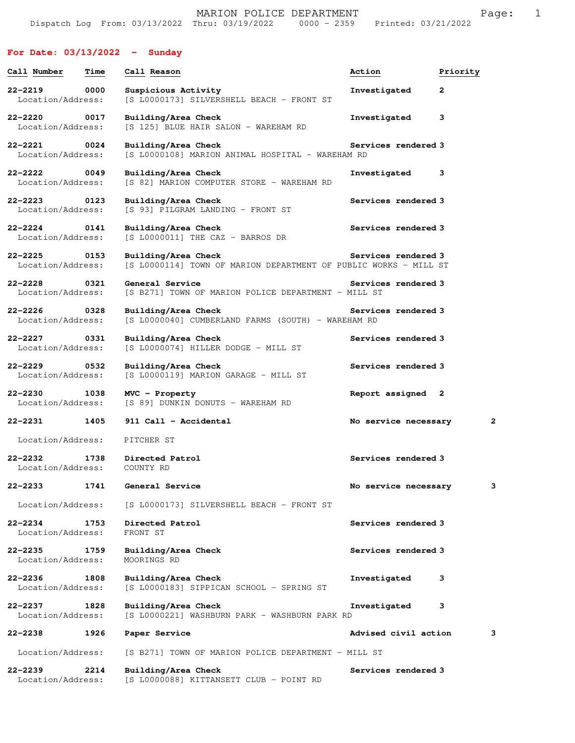# MARION POLICE DEPARTMENT

Dispatch Log From: 03/13/2022 Thru: 03/19/2022 0000 - 2359 Printed: 03/21/2022

## For Date: 03/13/2022 - Sunday

| Call Number | Time | Call Reason | Action | Priority |
|---|---|---|---|---|
| 22-2219 | 0000 | Suspicious Activity | Investigated | 2 |
| Location/Address: | | [S L0000173] SILVERSHELL BEACH - FRONT ST | | |
| 22-2220 | 0017 | Building/Area Check | Investigated | 3 |
| Location/Address: | | [S 125] BLUE HAIR SALON - WAREHAM RD | | |
| 22-2221 | 0024 | Building/Area Check | Services rendered | 3 |
| Location/Address: | | [S L0000108] MARION ANIMAL HOSPITAL - WAREHAM RD | | |
| 22-2222 | 0049 | Building/Area Check | Investigated | 3 |
| Location/Address: | | [S 82] MARION COMPUTER STORE - WAREHAM RD | | |
| 22-2223 | 0123 | Building/Area Check | Services rendered | 3 |
| Location/Address: | | [S 93] PILGRAM LANDING - FRONT ST | | |
| 22-2224 | 0141 | Building/Area Check | Services rendered | 3 |
| Location/Address: | | [S L0000011] THE CAZ - BARROS DR | | |
| 22-2225 | 0153 | Building/Area Check | Services rendered | 3 |
| Location/Address: | | [S L0000114] TOWN OF MARION DEPARTMENT OF PUBLIC WORKS - MILL ST | | |
| 22-2228 | 0321 | General Service | Services rendered | 3 |
| Location/Address: | | [S B271] TOWN OF MARION POLICE DEPARTMENT - MILL ST | | |
| 22-2226 | 0328 | Building/Area Check | Services rendered | 3 |
| Location/Address: | | [S L0000040] CUMBERLAND FARMS (SOUTH) - WAREHAM RD | | |
| 22-2227 | 0331 | Building/Area Check | Services rendered | 3 |
| Location/Address: | | [S L0000074] HILLER DODGE - MILL ST | | |
| 22-2229 | 0532 | Building/Area Check | Services rendered | 3 |
| Location/Address: | | [S L0000119] MARION GARAGE - MILL ST | | |
| 22-2230 | 1038 | MVC - Property | Report assigned | 2 |
| Location/Address: | | [S 89] DUNKIN DONUTS - WAREHAM RD | | |
| 22-2231 | 1405 | 911 Call - Accidental | No service necessary | 2 |
| Location/Address: | | PITCHER ST | | |
| 22-2232 | 1738 | Directed Patrol | Services rendered | 3 |
| Location/Address: | | COUNTY RD | | |
| 22-2233 | 1741 | General Service | No service necessary | 3 |
| Location/Address: | | [S L0000173] SILVERSHELL BEACH - FRONT ST | | |
| 22-2234 | 1753 | Directed Patrol | Services rendered | 3 |
| Location/Address: | | FRONT ST | | |
| 22-2235 | 1759 | Building/Area Check | Services rendered | 3 |
| Location/Address: | | MOORINGS RD | | |
| 22-2236 | 1808 | Building/Area Check | Investigated | 3 |
| Location/Address: | | [S L0000183] SIPPICAN SCHOOL - SPRING ST | | |
| 22-2237 | 1828 | Building/Area Check | Investigated | 3 |
| Location/Address: | | [S L0000221] WASHBURN PARK - WASHBURN PARK RD | | |
| 22-2238 | 1926 | Paper Service | Advised civil action | 3 |
| Location/Address: | | [S B271] TOWN OF MARION POLICE DEPARTMENT - MILL ST | | |
| 22-2239 | 2214 | Building/Area Check | Services rendered | 3 |
| Location/Address: | | [S L0000088] KITTANSETT CLUB - POINT RD | | |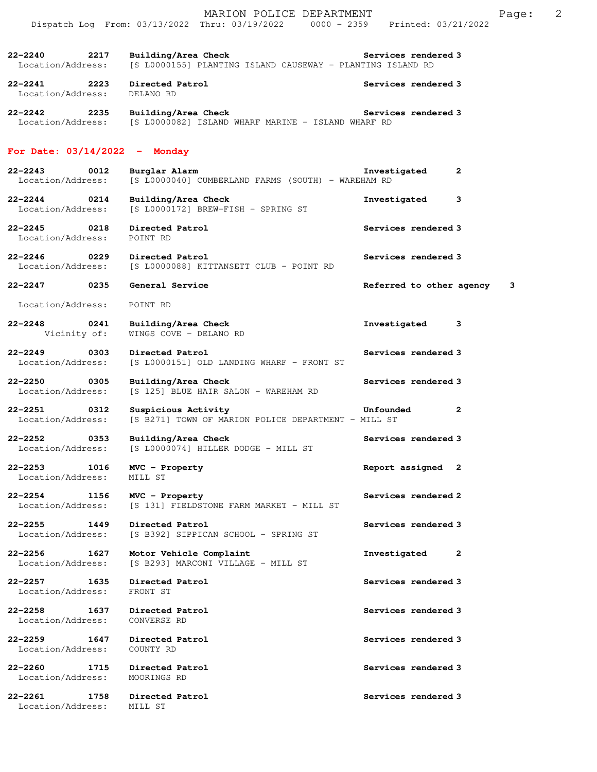22-2240 2217 Building/Area Check Services rendered 3
Location/Address: [S L0000155] PLANTING ISLAND CAUSEWAY - PLANTING ISLAND RD

22-2241 2223 Directed Patrol Services rendered 3
Location/Address: DELANO RD

22-2242 2235 Building/Area Check Services rendered 3
Location/Address: [S L0000082] ISLAND WHARF MARINE - ISLAND WHARF RD

## For Date: 03/14/2022 - Monday

22-2243 0012 Burglar Alarm Investigated 2
Location/Address: [S L0000040] CUMBERLAND FARMS (SOUTH) - WAREHAM RD

22-2244 0214 Building/Area Check Investigated 3
Location/Address: [S L0000172] BREW-FISH - SPRING ST

22-2245 0218 Directed Patrol Services rendered 3
Location/Address: POINT RD

22-2246 0229 Directed Patrol Services rendered 3
Location/Address: [S L0000088] KITTANSETT CLUB - POINT RD

22-2247 0235 General Service Referred to other agency 3
Location/Address: POINT RD

22-2248 0241 Building/Area Check Investigated 3
Vicinity of: WINGS COVE - DELANO RD

22-2249 0303 Directed Patrol Services rendered 3
Location/Address: [S L0000151] OLD LANDING WHARF - FRONT ST

22-2250 0305 Building/Area Check Services rendered 3
Location/Address: [S 125] BLUE HAIR SALON - WAREHAM RD

22-2251 0312 Suspicious Activity Unfounded 2
Location/Address: [S B271] TOWN OF MARION POLICE DEPARTMENT - MILL ST

22-2252 0353 Building/Area Check Services rendered 3
Location/Address: [S L0000074] HILLER DODGE - MILL ST

22-2253 1016 MVC - Property Report assigned 2
Location/Address: MILL ST

22-2254 1156 MVC - Property Services rendered 2
Location/Address: [S 131] FIELDSTONE FARM MARKET - MILL ST

22-2255 1449 Directed Patrol Services rendered 3
Location/Address: [S B392] SIPPICAN SCHOOL - SPRING ST

22-2256 1627 Motor Vehicle Complaint Investigated 2
Location/Address: [S B293] MARCONI VILLAGE - MILL ST

22-2257 1635 Directed Patrol Services rendered 3
Location/Address: FRONT ST

22-2258 1637 Directed Patrol Services rendered 3
Location/Address: CONVERSE RD

22-2259 1647 Directed Patrol Services rendered 3
Location/Address: COUNTY RD

22-2260 1715 Directed Patrol Services rendered 3
Location/Address: MOORINGS RD

22-2261 1758 Directed Patrol Services rendered 3
Location/Address: MILL ST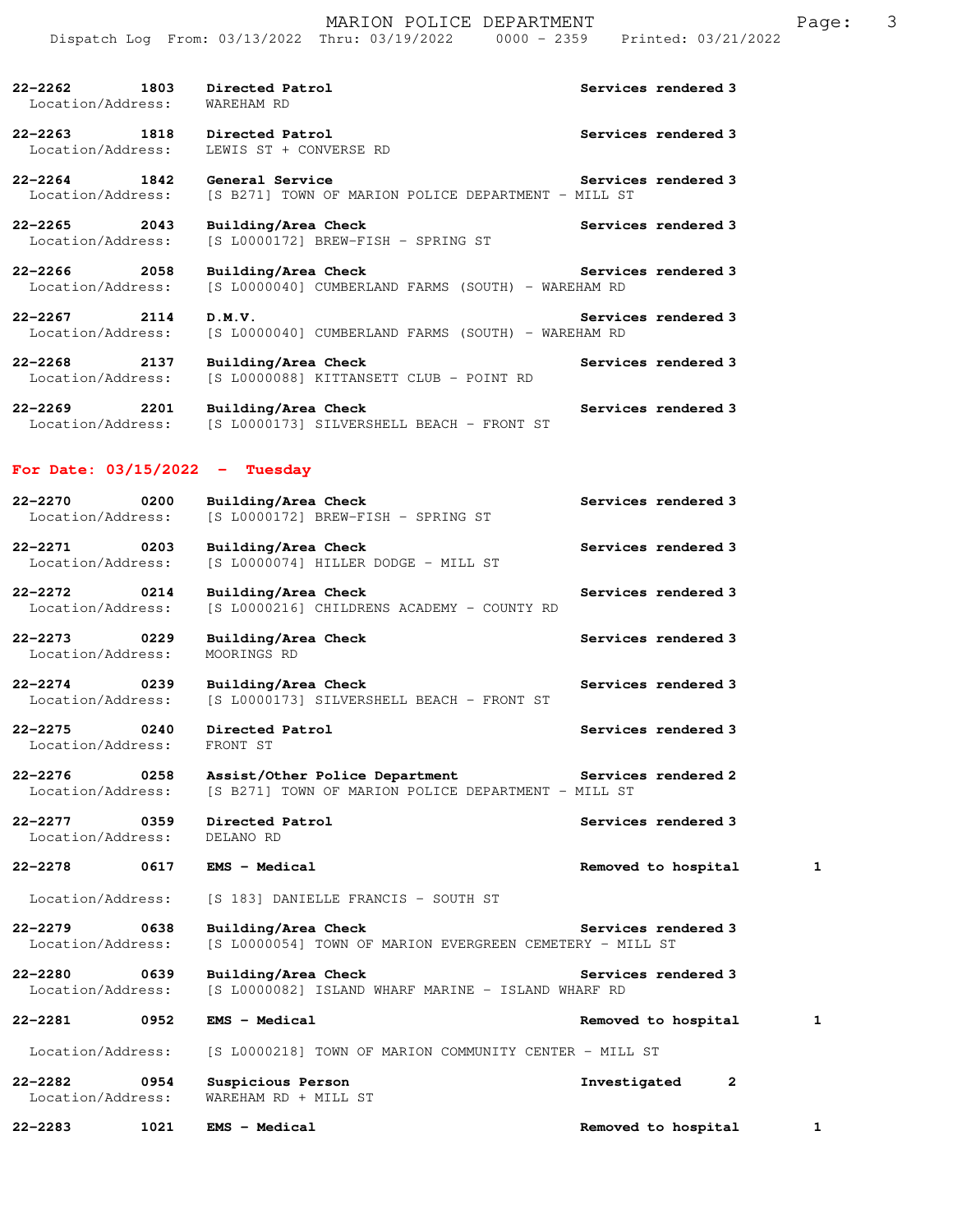22-2262 1803 **Directed Patrol** Services rendered 3
Location/Address: WAREHAM RD

22-2263 1818 **Directed Patrol** Services rendered 3
Location/Address: LEWIS ST + CONVERSE RD

22-2264 1842 **General Service** Services rendered 3
Location/Address: [S B271] TOWN OF MARION POLICE DEPARTMENT - MILL ST

22-2265 2043 **Building/Area Check** Services rendered 3
Location/Address: [S L0000172] BREW-FISH - SPRING ST

22-2266 2058 **Building/Area Check** Services rendered 3
Location/Address: [S L0000040] CUMBERLAND FARMS (SOUTH) - WAREHAM RD

22-2267 2114 **D.M.V.** Services rendered 3
Location/Address: [S L0000040] CUMBERLAND FARMS (SOUTH) - WAREHAM RD

22-2268 2137 **Building/Area Check** Services rendered 3
Location/Address: [S L0000088] KITTANSETT CLUB - POINT RD

22-2269 2201 **Building/Area Check** Services rendered 3
Location/Address: [S L0000173] SILVERSHELL BEACH - FRONT ST

## For Date: 03/15/2022 - Tuesday

22-2270 0200 **Building/Area Check** Services rendered 3
Location/Address: [S L0000172] BREW-FISH - SPRING ST

22-2271 0203 **Building/Area Check** Services rendered 3
Location/Address: [S L0000074] HILLER DODGE - MILL ST

22-2272 0214 **Building/Area Check** Services rendered 3
Location/Address: [S L0000216] CHILDRENS ACADEMY - COUNTY RD

22-2273 0229 **Building/Area Check** Services rendered 3
Location/Address: MOORINGS RD

22-2274 0239 **Building/Area Check** Services rendered 3
Location/Address: [S L0000173] SILVERSHELL BEACH - FRONT ST

22-2275 0240 **Directed Patrol** Services rendered 3
Location/Address: FRONT ST

22-2276 0258 **Assist/Other Police Department** Services rendered 2
Location/Address: [S B271] TOWN OF MARION POLICE DEPARTMENT - MILL ST

22-2277 0359 **Directed Patrol** Services rendered 3
Location/Address: DELANO RD

22-2278 0617 **EMS - Medical** Removed to hospital 1
Location/Address: [S 183] DANIELLE FRANCIS - SOUTH ST

22-2279 0638 **Building/Area Check** Services rendered 3
Location/Address: [S L0000054] TOWN OF MARION EVERGREEN CEMETERY - MILL ST

22-2280 0639 **Building/Area Check** Services rendered 3
Location/Address: [S L0000082] ISLAND WHARF MARINE - ISLAND WHARF RD

22-2281 0952 **EMS - Medical** Removed to hospital 1
Location/Address: [S L0000218] TOWN OF MARION COMMUNITY CENTER - MILL ST

22-2282 0954 **Suspicious Person** Investigated 2
Location/Address: WAREHAM RD + MILL ST

22-2283 1021 **EMS - Medical** Removed to hospital 1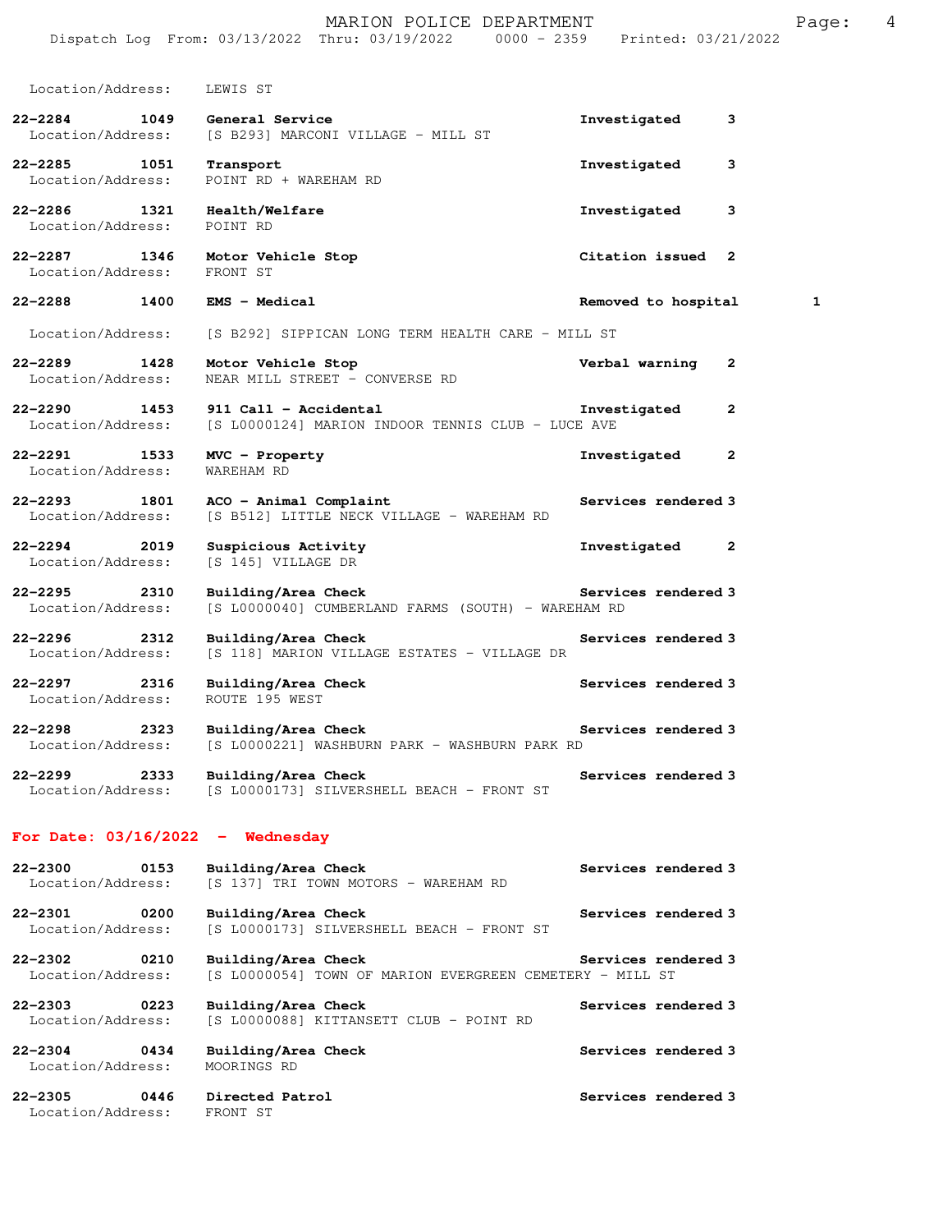Location/Address: LEWIS ST

| Call # | Time | Call Reason | Action | Priority |
|---|---|---|---|---|
| 22-2284 | 1049 | General Service | Investigated | 3 |
| | | Location/Address: [S B293] MARCONI VILLAGE - MILL ST | | |
| 22-2285 | 1051 | Transport | Investigated | 3 |
| | | Location/Address: POINT RD + WAREHAM RD | | |
| 22-2286 | 1321 | Health/Welfare | Investigated | 3 |
| | | Location/Address: POINT RD | | |
| 22-2287 | 1346 | Motor Vehicle Stop | Citation issued | 2 |
| | | Location/Address: FRONT ST | | |
| 22-2288 | 1400 | EMS - Medical | Removed to hospital | 1 |
| | | Location/Address: [S B292] SIPPICAN LONG TERM HEALTH CARE - MILL ST | | |
| 22-2289 | 1428 | Motor Vehicle Stop | Verbal warning | 2 |
| | | Location/Address: NEAR MILL STREET - CONVERSE RD | | |
| 22-2290 | 1453 | 911 Call - Accidental | Investigated | 2 |
| | | Location/Address: [S L0000124] MARION INDOOR TENNIS CLUB - LUCE AVE | | |
| 22-2291 | 1533 | MVC - Property | Investigated | 2 |
| | | Location/Address: WAREHAM RD | | |
| 22-2293 | 1801 | ACO - Animal Complaint | Services rendered | 3 |
| | | Location/Address: [S B512] LITTLE NECK VILLAGE - WAREHAM RD | | |
| 22-2294 | 2019 | Suspicious Activity | Investigated | 2 |
| | | Location/Address: [S 145] VILLAGE DR | | |
| 22-2295 | 2310 | Building/Area Check | Services rendered | 3 |
| | | Location/Address: [S L0000040] CUMBERLAND FARMS (SOUTH) - WAREHAM RD | | |
| 22-2296 | 2312 | Building/Area Check | Services rendered | 3 |
| | | Location/Address: [S 118] MARION VILLAGE ESTATES - VILLAGE DR | | |
| 22-2297 | 2316 | Building/Area Check | Services rendered | 3 |
| | | Location/Address: ROUTE 195 WEST | | |
| 22-2298 | 2323 | Building/Area Check | Services rendered | 3 |
| | | Location/Address: [S L0000221] WASHBURN PARK - WASHBURN PARK RD | | |
| 22-2299 | 2333 | Building/Area Check | Services rendered | 3 |
| | | Location/Address: [S L0000173] SILVERSHELL BEACH - FRONT ST | | |

**For Date: 03/16/2022 - Wednesday**

| Call # | Time | Call Reason | Action | Priority |
|---|---|---|---|---|
| 22-2300 | 0153 | Building/Area Check | Services rendered | 3 |
| | | Location/Address: [S 137] TRI TOWN MOTORS - WAREHAM RD | | |
| 22-2301 | 0200 | Building/Area Check | Services rendered | 3 |
| | | Location/Address: [S L0000173] SILVERSHELL BEACH - FRONT ST | | |
| 22-2302 | 0210 | Building/Area Check | Services rendered | 3 |
| | | Location/Address: [S L0000054] TOWN OF MARION EVERGREEN CEMETERY - MILL ST | | |
| 22-2303 | 0223 | Building/Area Check | Services rendered | 3 |
| | | Location/Address: [S L0000088] KITTANSETT CLUB - POINT RD | | |
| 22-2304 | 0434 | Building/Area Check | Services rendered | 3 |
| | | Location/Address: MOORINGS RD | | |
| 22-2305 | 0446 | Directed Patrol | Services rendered | 3 |
| | | Location/Address: FRONT ST | | |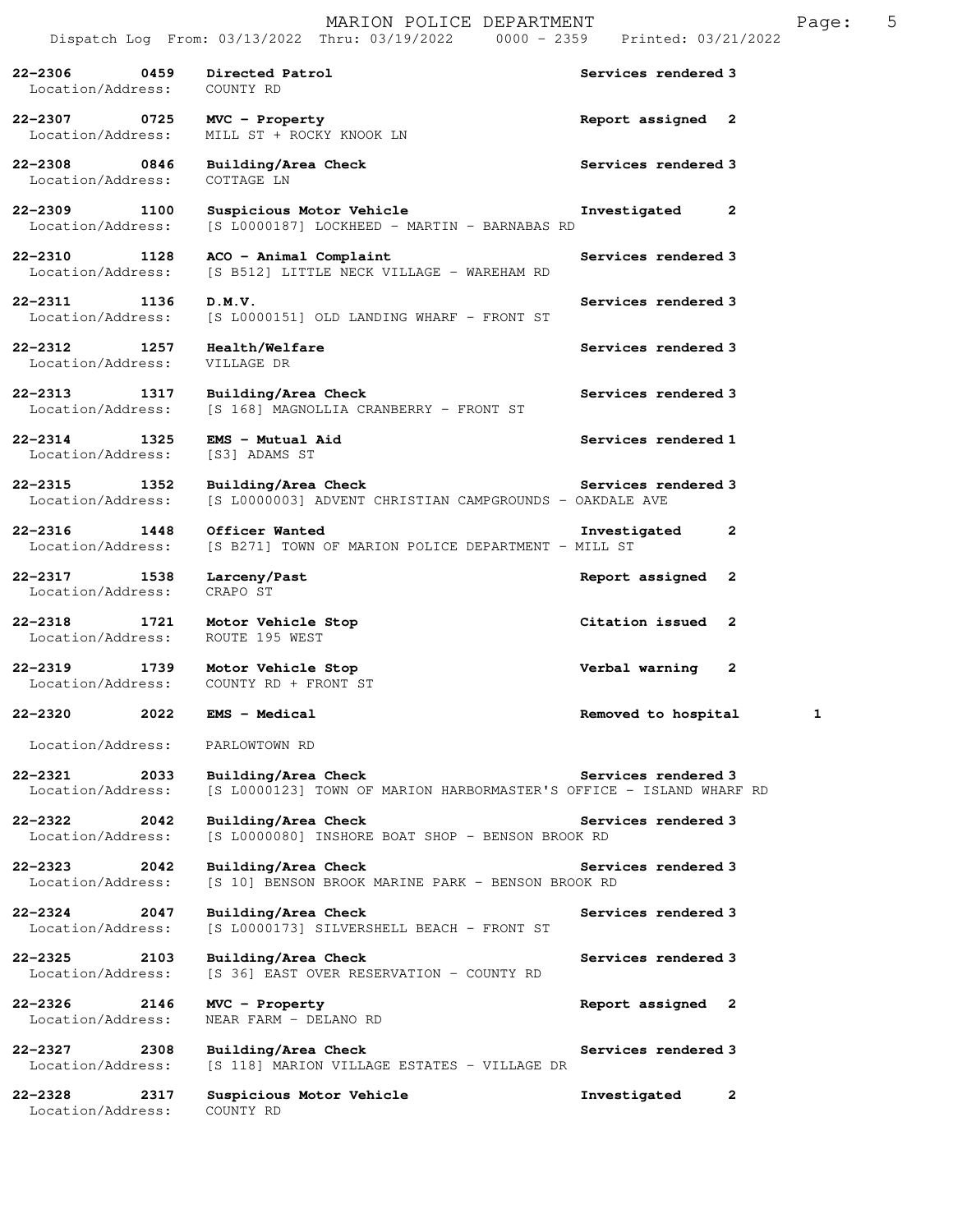MARION POLICE DEPARTMENT

Dispatch Log From: 03/13/2022 Thru: 03/19/2022 0000 - 2359 Printed: 03/21/2022

**22-2306 0459 Directed Patrol** Services rendered 3
Location/Address: COUNTY RD

**22-2307 0725 MVC - Property** Report assigned 2
Location/Address: MILL ST + ROCKY KNOOK LN

**22-2308 0846 Building/Area Check** Services rendered 3
Location/Address: COTTAGE LN

**22-2309 1100 Suspicious Motor Vehicle** Investigated 2
Location/Address: [S L0000187] LOCKHEED - MARTIN - BARNABAS RD

**22-2310 1128 ACO - Animal Complaint** Services rendered 3
Location/Address: [S B512] LITTLE NECK VILLAGE - WAREHAM RD

**22-2311 1136 D.M.V.** Services rendered 3
Location/Address: [S L0000151] OLD LANDING WHARF - FRONT ST

**22-2312 1257 Health/Welfare** Services rendered 3
Location/Address: VILLAGE DR

**22-2313 1317 Building/Area Check** Services rendered 3
Location/Address: [S 168] MAGNOLLIA CRANBERRY - FRONT ST

**22-2314 1325 EMS - Mutual Aid** Services rendered 1
Location/Address: [S3] ADAMS ST

**22-2315 1352 Building/Area Check** Services rendered 3
Location/Address: [S L0000003] ADVENT CHRISTIAN CAMPGROUNDS - OAKDALE AVE

**22-2316 1448 Officer Wanted** Investigated 2
Location/Address: [S B271] TOWN OF MARION POLICE DEPARTMENT - MILL ST

**22-2317 1538 Larceny/Past** Report assigned 2
Location/Address: CRAPO ST

**22-2318 1721 Motor Vehicle Stop** Citation issued 2
Location/Address: ROUTE 195 WEST

**22-2319 1739 Motor Vehicle Stop** Verbal warning 2
Location/Address: COUNTY RD + FRONT ST

**22-2320 2022 EMS - Medical** Removed to hospital 1
Location/Address: PARLOWTOWN RD

**22-2321 2033 Building/Area Check** Services rendered 3
Location/Address: [S L0000123] TOWN OF MARION HARBORMASTER'S OFFICE - ISLAND WHARF RD

**22-2322 2042 Building/Area Check** Services rendered 3
Location/Address: [S L0000080] INSHORE BOAT SHOP - BENSON BROOK RD

**22-2323 2042 Building/Area Check** Services rendered 3
Location/Address: [S 10] BENSON BROOK MARINE PARK - BENSON BROOK RD

**22-2324 2047 Building/Area Check** Services rendered 3
Location/Address: [S L0000173] SILVERSHELL BEACH - FRONT ST

**22-2325 2103 Building/Area Check** Services rendered 3
Location/Address: [S 36] EAST OVER RESERVATION - COUNTY RD

**22-2326 2146 MVC - Property** Report assigned 2
Location/Address: NEAR FARM - DELANO RD

**22-2327 2308 Building/Area Check** Services rendered 3
Location/Address: [S 118] MARION VILLAGE ESTATES - VILLAGE DR

**22-2328 2317 Suspicious Motor Vehicle** Investigated 2
Location/Address: COUNTY RD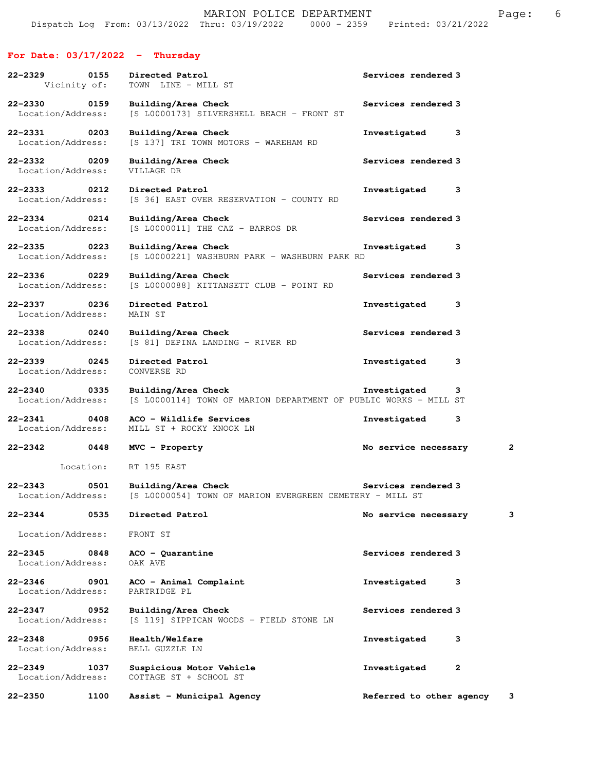## For Date: 03/17/2022 - Thursday

**22-2329 0155 Directed Patrol** — Services rendered 3
Vicinity of: TOWN LINE - MILL ST

**22-2330 0159 Building/Area Check** — Services rendered 3
Location/Address: [S L0000173] SILVERSHELL BEACH - FRONT ST

**22-2331 0203 Building/Area Check** — Investigated 3
Location/Address: [S 137] TRI TOWN MOTORS - WAREHAM RD

**22-2332 0209 Building/Area Check** — Services rendered 3
Location/Address: VILLAGE DR

**22-2333 0212 Directed Patrol** — Investigated 3
Location/Address: [S 36] EAST OVER RESERVATION - COUNTY RD

**22-2334 0214 Building/Area Check** — Services rendered 3
Location/Address: [S L0000011] THE CAZ - BARROS DR

**22-2335 0223 Building/Area Check** — Investigated 3
Location/Address: [S L0000221] WASHBURN PARK - WASHBURN PARK RD

**22-2336 0229 Building/Area Check** — Services rendered 3
Location/Address: [S L0000088] KITTANSETT CLUB - POINT RD

**22-2337 0236 Directed Patrol** — Investigated 3
Location/Address: MAIN ST

**22-2338 0240 Building/Area Check** — Services rendered 3
Location/Address: [S 81] DEPINA LANDING - RIVER RD

**22-2339 0245 Directed Patrol** — Investigated 3
Location/Address: CONVERSE RD

**22-2340 0335 Building/Area Check** — Investigated 3
Location/Address: [S L0000114] TOWN OF MARION DEPARTMENT OF PUBLIC WORKS - MILL ST

**22-2341 0408 ACO - Wildlife Services** — Investigated 3
Location/Address: MILL ST + ROCKY KNOOK LN

**22-2342 0448 MVC - Property** — No service necessary 2
Location: RT 195 EAST

**22-2343 0501 Building/Area Check** — Services rendered 3
Location/Address: [S L0000054] TOWN OF MARION EVERGREEN CEMETERY - MILL ST

**22-2344 0535 Directed Patrol** — No service necessary 3
Location/Address: FRONT ST

**22-2345 0848 ACO - Quarantine** — Services rendered 3
Location/Address: OAK AVE

**22-2346 0901 ACO - Animal Complaint** — Investigated 3
Location/Address: PARTRIDGE PL

**22-2347 0952 Building/Area Check** — Services rendered 3
Location/Address: [S 119] SIPPICAN WOODS - FIELD STONE LN

**22-2348 0956 Health/Welfare** — Investigated 3
Location/Address: BELL GUZZLE LN

**22-2349 1037 Suspicious Motor Vehicle** — Investigated 2
Location/Address: COTTAGE ST + SCHOOL ST

**22-2350 1100 Assist - Municipal Agency** — Referred to other agency 3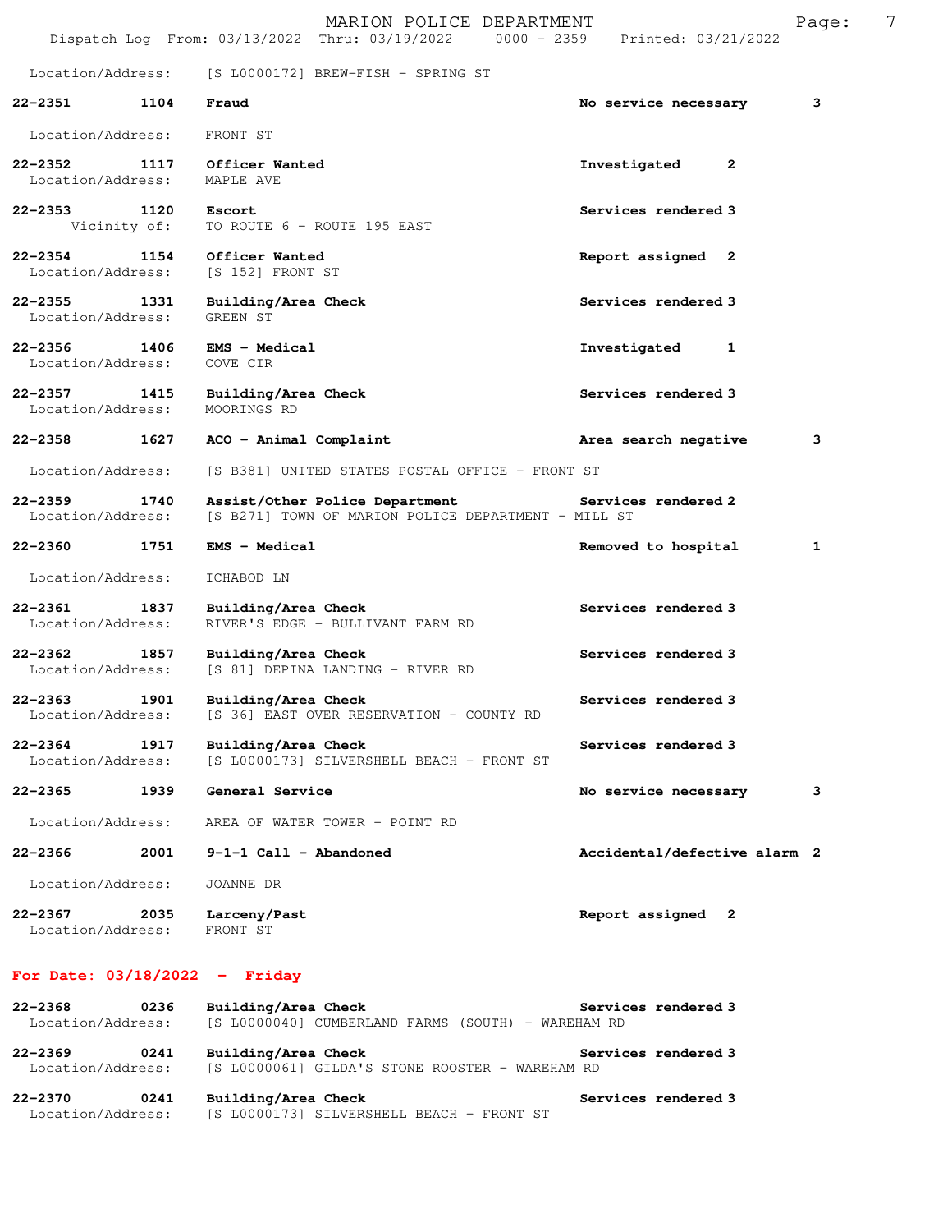Location/Address: [S L0000172] BREW-FISH - SPRING ST

**22-2351 1104 Fraud** No service necessary 3

Location/Address: FRONT ST

**22-2352 1117 Officer Wanted** Investigated 2
Location/Address: MAPLE AVE

**22-2353 1120 Escort** Services rendered 3
Vicinity of: TO ROUTE 6 - ROUTE 195 EAST

**22-2354 1154 Officer Wanted** Report assigned 2
Location/Address: [S 152] FRONT ST

**22-2355 1331 Building/Area Check** Services rendered 3
Location/Address: GREEN ST

**22-2356 1406 EMS - Medical** Investigated 1
Location/Address: COVE CIR

**22-2357 1415 Building/Area Check** Services rendered 3
Location/Address: MOORINGS RD

**22-2358 1627 ACO - Animal Complaint** Area search negative 3

Location/Address: [S B381] UNITED STATES POSTAL OFFICE - FRONT ST

**22-2359 1740 Assist/Other Police Department** Services rendered 2
Location/Address: [S B271] TOWN OF MARION POLICE DEPARTMENT - MILL ST

**22-2360 1751 EMS - Medical** Removed to hospital 1

Location/Address: ICHABOD LN

**22-2361 1837 Building/Area Check** Services rendered 3
Location/Address: RIVER'S EDGE - BULLIVANT FARM RD

**22-2362 1857 Building/Area Check** Services rendered 3
Location/Address: [S 81] DEPINA LANDING - RIVER RD

**22-2363 1901 Building/Area Check** Services rendered 3
Location/Address: [S 36] EAST OVER RESERVATION - COUNTY RD

**22-2364 1917 Building/Area Check** Services rendered 3
Location/Address: [S L0000173] SILVERSHELL BEACH - FRONT ST

**22-2365 1939 General Service** No service necessary 3

Location/Address: AREA OF WATER TOWER - POINT RD

**22-2366 2001 9-1-1 Call - Abandoned** Accidental/defective alarm 2

Location/Address: JOANNE DR

**22-2367 2035 Larceny/Past** Report assigned 2
Location/Address: FRONT ST

## For Date: 03/18/2022 - Friday

**22-2368 0236 Building/Area Check** Services rendered 3
Location/Address: [S L0000040] CUMBERLAND FARMS (SOUTH) - WAREHAM RD

**22-2369 0241 Building/Area Check** Services rendered 3
Location/Address: [S L0000061] GILDA'S STONE ROOSTER - WAREHAM RD

**22-2370 0241 Building/Area Check** Services rendered 3
Location/Address: [S L0000173] SILVERSHELL BEACH - FRONT ST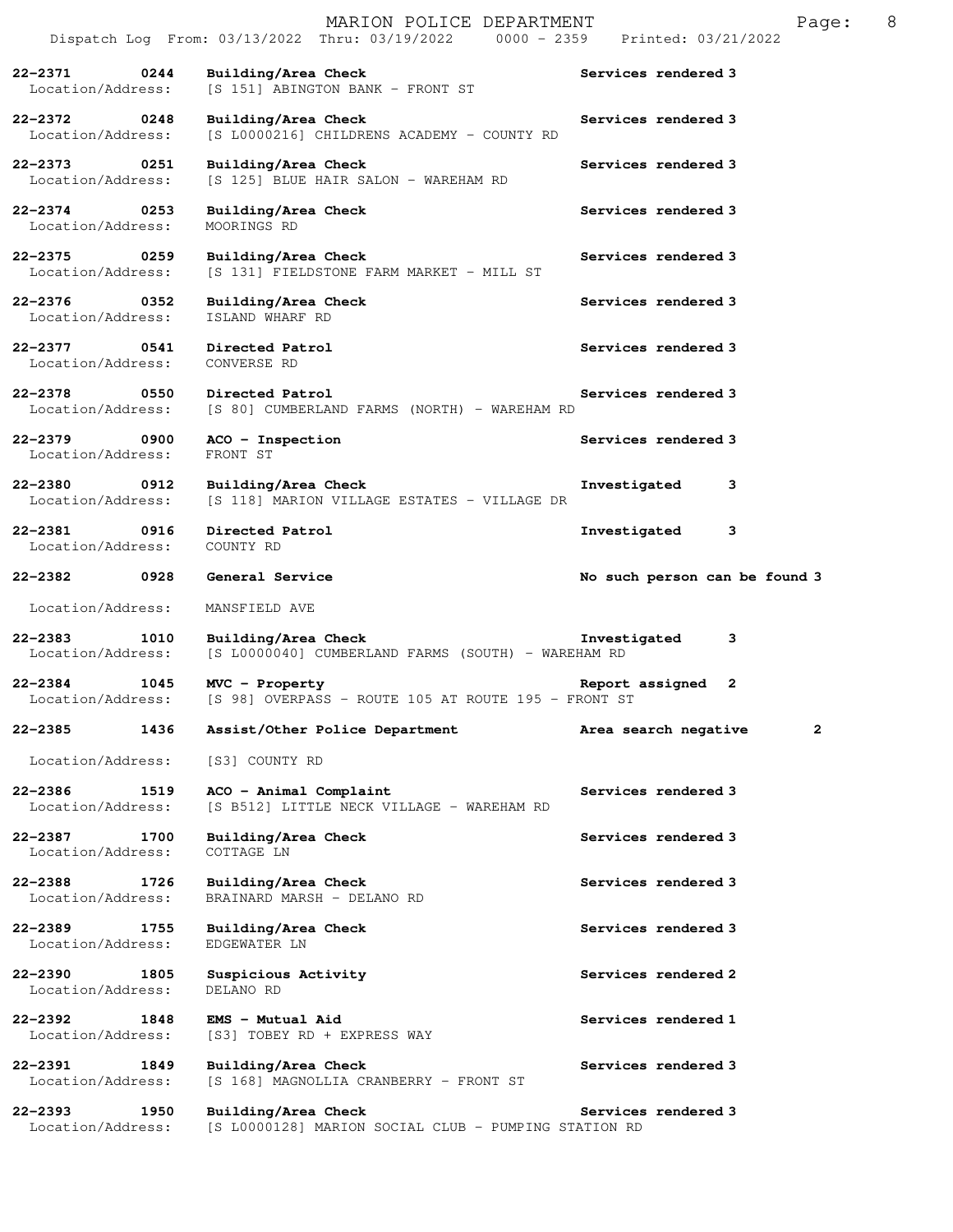**22-2371 0244 Building/Area Check** — Services rendered 3
Location/Address: [S 151] ABINGTON BANK - FRONT ST

**22-2372 0248 Building/Area Check** — Services rendered 3
Location/Address: [S L0000216] CHILDRENS ACADEMY - COUNTY RD

**22-2373 0251 Building/Area Check** — Services rendered 3
Location/Address: [S 125] BLUE HAIR SALON - WAREHAM RD

**22-2374 0253 Building/Area Check** — Services rendered 3
Location/Address: MOORINGS RD

**22-2375 0259 Building/Area Check** — Services rendered 3
Location/Address: [S 131] FIELDSTONE FARM MARKET - MILL ST

**22-2376 0352 Building/Area Check** — Services rendered 3
Location/Address: ISLAND WHARF RD

**22-2377 0541 Directed Patrol** — Services rendered 3
Location/Address: CONVERSE RD

**22-2378 0550 Directed Patrol** — Services rendered 3
Location/Address: [S 80] CUMBERLAND FARMS (NORTH) - WAREHAM RD

**22-2379 0900 ACO - Inspection** — Services rendered 3
Location/Address: FRONT ST

**22-2380 0912 Building/Area Check** — Investigated 3
Location/Address: [S 118] MARION VILLAGE ESTATES - VILLAGE DR

**22-2381 0916 Directed Patrol** — Investigated 3
Location/Address: COUNTY RD

**22-2382 0928 General Service** — No such person can be found 3
Location/Address: MANSFIELD AVE

**22-2383 1010 Building/Area Check** — Investigated 3
Location/Address: [S L0000040] CUMBERLAND FARMS (SOUTH) - WAREHAM RD

**22-2384 1045 MVC - Property** — Report assigned 2
Location/Address: [S 98] OVERPASS - ROUTE 105 AT ROUTE 195 - FRONT ST

**22-2385 1436 Assist/Other Police Department** — Area search negative 2
Location/Address: [S3] COUNTY RD

**22-2386 1519 ACO - Animal Complaint** — Services rendered 3
Location/Address: [S B512] LITTLE NECK VILLAGE - WAREHAM RD

**22-2387 1700 Building/Area Check** — Services rendered 3
Location/Address: COTTAGE LN

**22-2388 1726 Building/Area Check** — Services rendered 3
Location/Address: BRAINARD MARSH - DELANO RD

**22-2389 1755 Building/Area Check** — Services rendered 3
Location/Address: EDGEWATER LN

**22-2390 1805 Suspicious Activity** — Services rendered 2
Location/Address: DELANO RD

**22-2392 1848 EMS - Mutual Aid** — Services rendered 1
Location/Address: [S3] TOBEY RD + EXPRESS WAY

**22-2391 1849 Building/Area Check** — Services rendered 3
Location/Address: [S 168] MAGNOLLIA CRANBERRY - FRONT ST

**22-2393 1950 Building/Area Check** — Services rendered 3
Location/Address: [S L0000128] MARION SOCIAL CLUB - PUMPING STATION RD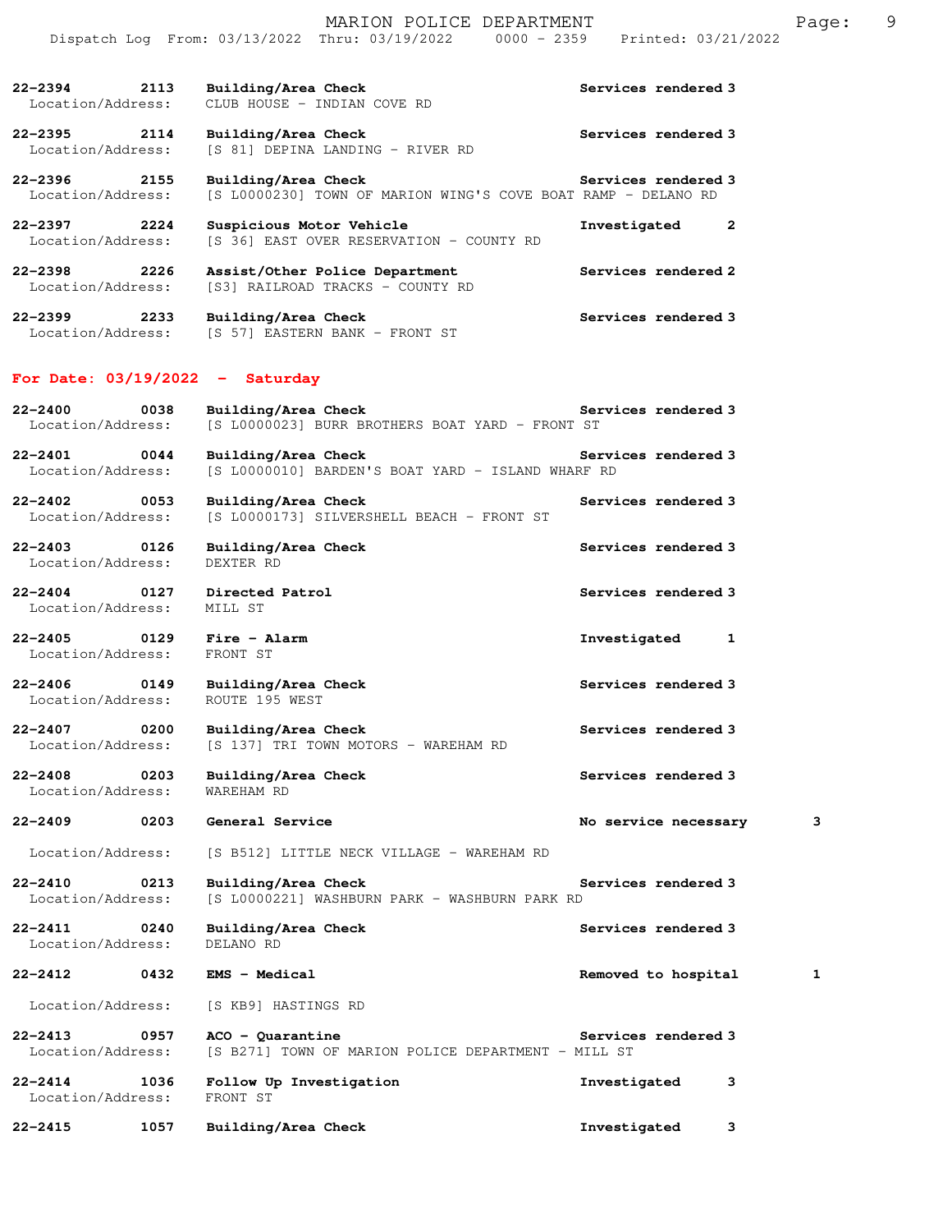22-2394 2113 Building/Area Check Services rendered 3
Location/Address: CLUB HOUSE - INDIAN COVE RD

22-2395 2114 Building/Area Check Services rendered 3
Location/Address: [S 81] DEPINA LANDING - RIVER RD

22-2396 2155 Building/Area Check Services rendered 3
Location/Address: [S L0000230] TOWN OF MARION WING'S COVE BOAT RAMP - DELANO RD

22-2397 2224 Suspicious Motor Vehicle Investigated 2
Location/Address: [S 36] EAST OVER RESERVATION - COUNTY RD

22-2398 2226 Assist/Other Police Department Services rendered 2
Location/Address: [S3] RAILROAD TRACKS - COUNTY RD

22-2399 2233 Building/Area Check Services rendered 3
Location/Address: [S 57] EASTERN BANK - FRONT ST

**For Date: 03/19/2022 - Saturday**

22-2400 0038 Building/Area Check Services rendered 3
Location/Address: [S L0000023] BURR BROTHERS BOAT YARD - FRONT ST

22-2401 0044 Building/Area Check Services rendered 3
Location/Address: [S L0000010] BARDEN'S BOAT YARD - ISLAND WHARF RD

22-2402 0053 Building/Area Check Services rendered 3
Location/Address: [S L0000173] SILVERSHELL BEACH - FRONT ST

22-2403 0126 Building/Area Check Services rendered 3
Location/Address: DEXTER RD

22-2404 0127 Directed Patrol Services rendered 3
Location/Address: MILL ST

22-2405 0129 Fire - Alarm Investigated 1
Location/Address: FRONT ST

22-2406 0149 Building/Area Check Services rendered 3
Location/Address: ROUTE 195 WEST

22-2407 0200 Building/Area Check Services rendered 3
Location/Address: [S 137] TRI TOWN MOTORS - WAREHAM RD

22-2408 0203 Building/Area Check Services rendered 3
Location/Address: WAREHAM RD

22-2409 0203 General Service No service necessary 3
Location/Address: [S B512] LITTLE NECK VILLAGE - WAREHAM RD

22-2410 0213 Building/Area Check Services rendered 3
Location/Address: [S L0000221] WASHBURN PARK - WASHBURN PARK RD

22-2411 0240 Building/Area Check Services rendered 3
Location/Address: DELANO RD

22-2412 0432 EMS - Medical Removed to hospital 1
Location/Address: [S KB9] HASTINGS RD

22-2413 0957 ACO - Quarantine Services rendered 3
Location/Address: [S B271] TOWN OF MARION POLICE DEPARTMENT - MILL ST

22-2414 1036 Follow Up Investigation Investigated 3
Location/Address: FRONT ST

22-2415 1057 Building/Area Check Investigated 3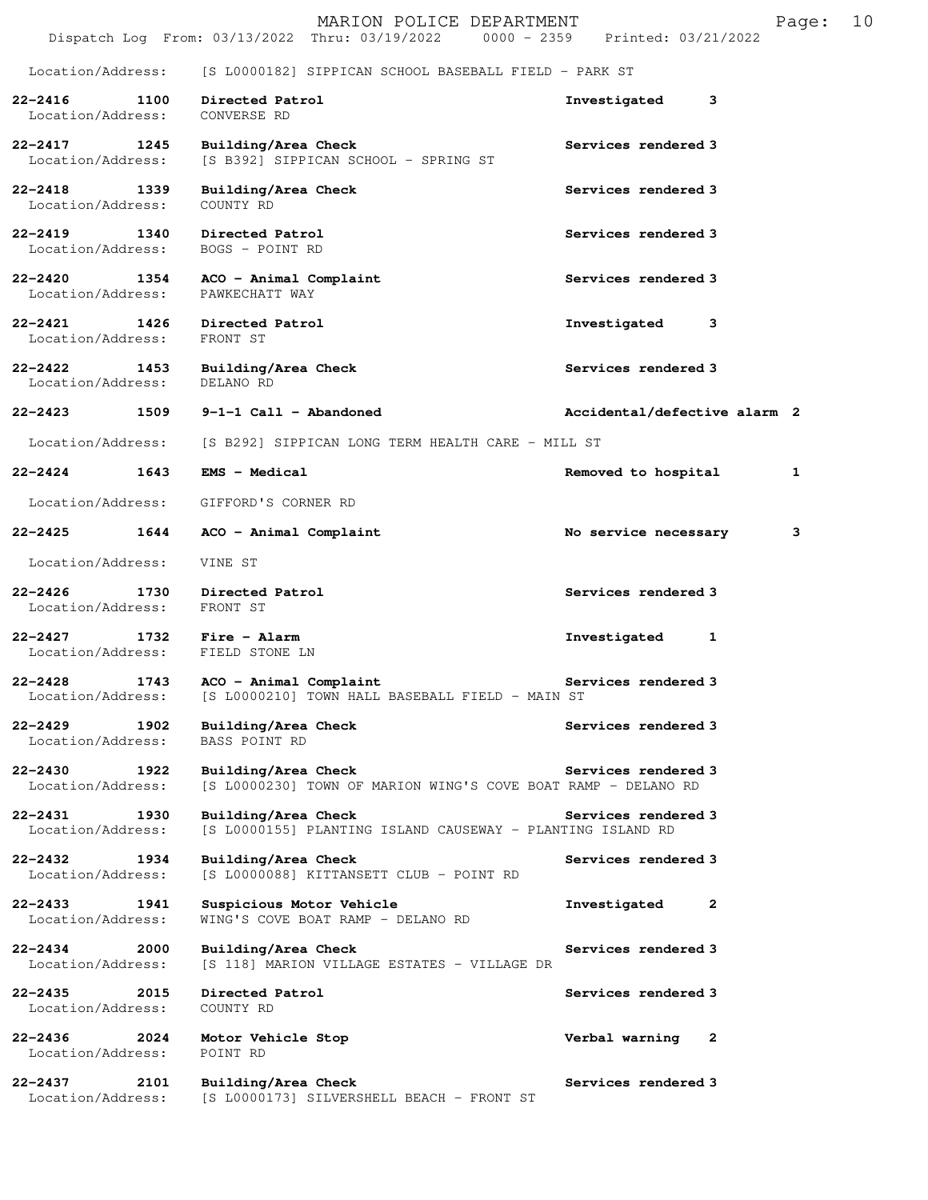Location/Address: [S L0000182] SIPPICAN SCHOOL BASEBALL FIELD - PARK ST

**22-2416 1100 Directed Patrol** — **Investigated 3**
Location/Address: CONVERSE RD

**22-2417 1245 Building/Area Check** — **Services rendered 3**
Location/Address: [S B392] SIPPICAN SCHOOL - SPRING ST

**22-2418 1339 Building/Area Check** — **Services rendered 3**
Location/Address: COUNTY RD

**22-2419 1340 Directed Patrol** — **Services rendered 3**
Location/Address: BOGS - POINT RD

**22-2420 1354 ACO - Animal Complaint** — **Services rendered 3**
Location/Address: PAWKECHATT WAY

**22-2421 1426 Directed Patrol** — **Investigated 3**
Location/Address: FRONT ST

**22-2422 1453 Building/Area Check** — **Services rendered 3**
Location/Address: DELANO RD

**22-2423 1509 9-1-1 Call - Abandoned** — **Accidental/defective alarm 2**
Location/Address: [S B292] SIPPICAN LONG TERM HEALTH CARE - MILL ST

**22-2424 1643 EMS - Medical** — **Removed to hospital 1**
Location/Address: GIFFORD'S CORNER RD

**22-2425 1644 ACO - Animal Complaint** — **No service necessary 3**
Location/Address: VINE ST

**22-2426 1730 Directed Patrol** — **Services rendered 3**
Location/Address: FRONT ST

**22-2427 1732 Fire - Alarm** — **Investigated 1**
Location/Address: FIELD STONE LN

**22-2428 1743 ACO - Animal Complaint** — **Services rendered 3**
Location/Address: [S L0000210] TOWN HALL BASEBALL FIELD - MAIN ST

**22-2429 1902 Building/Area Check** — **Services rendered 3**
Location/Address: BASS POINT RD

**22-2430 1922 Building/Area Check** — **Services rendered 3**
Location/Address: [S L0000230] TOWN OF MARION WING'S COVE BOAT RAMP - DELANO RD

**22-2431 1930 Building/Area Check** — **Services rendered 3**
Location/Address: [S L0000155] PLANTING ISLAND CAUSEWAY - PLANTING ISLAND RD

**22-2432 1934 Building/Area Check** — **Services rendered 3**
Location/Address: [S L0000088] KITTANSETT CLUB - POINT RD

**22-2433 1941 Suspicious Motor Vehicle** — **Investigated 2**
Location/Address: WING'S COVE BOAT RAMP - DELANO RD

**22-2434 2000 Building/Area Check** — **Services rendered 3**
Location/Address: [S 118] MARION VILLAGE ESTATES - VILLAGE DR

**22-2435 2015 Directed Patrol** — **Services rendered 3**
Location/Address: COUNTY RD

**22-2436 2024 Motor Vehicle Stop** — **Verbal warning 2**
Location/Address: POINT RD

**22-2437 2101 Building/Area Check** — **Services rendered 3**
Location/Address: [S L0000173] SILVERSHELL BEACH - FRONT ST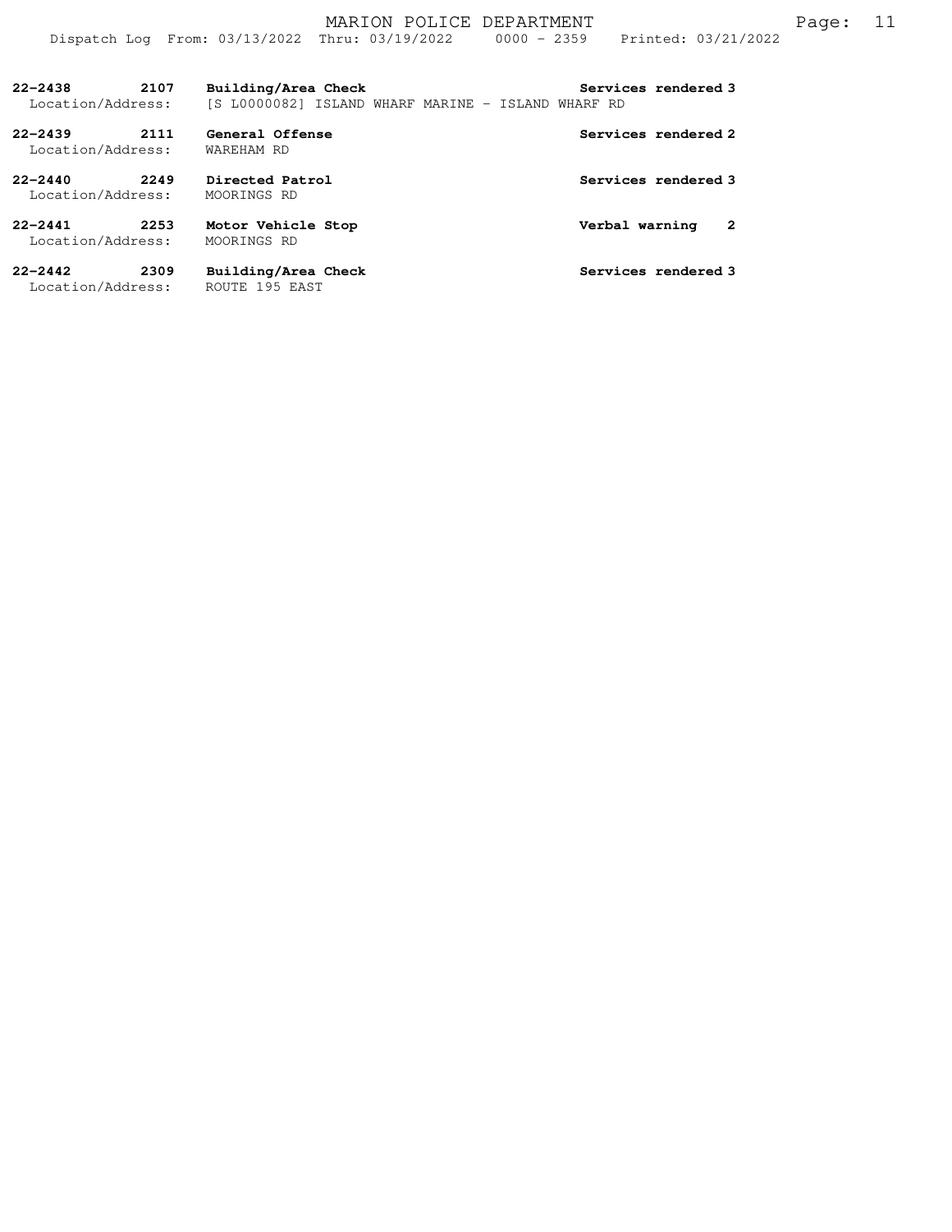**22-2438 2107 Building/Area Check** **Services rendered 3**
Location/Address: [S L0000082] ISLAND WHARF MARINE - ISLAND WHARF RD

**22-2439 2111 General Offense** **Services rendered 2**
Location/Address: WAREHAM RD

**22-2440 2249 Directed Patrol** **Services rendered 3**
Location/Address: MOORINGS RD

**22-2441 2253 Motor Vehicle Stop** **Verbal warning 2**
Location/Address: MOORINGS RD

**22-2442 2309 Building/Area Check** **Services rendered 3**
Location/Address: ROUTE 195 EAST